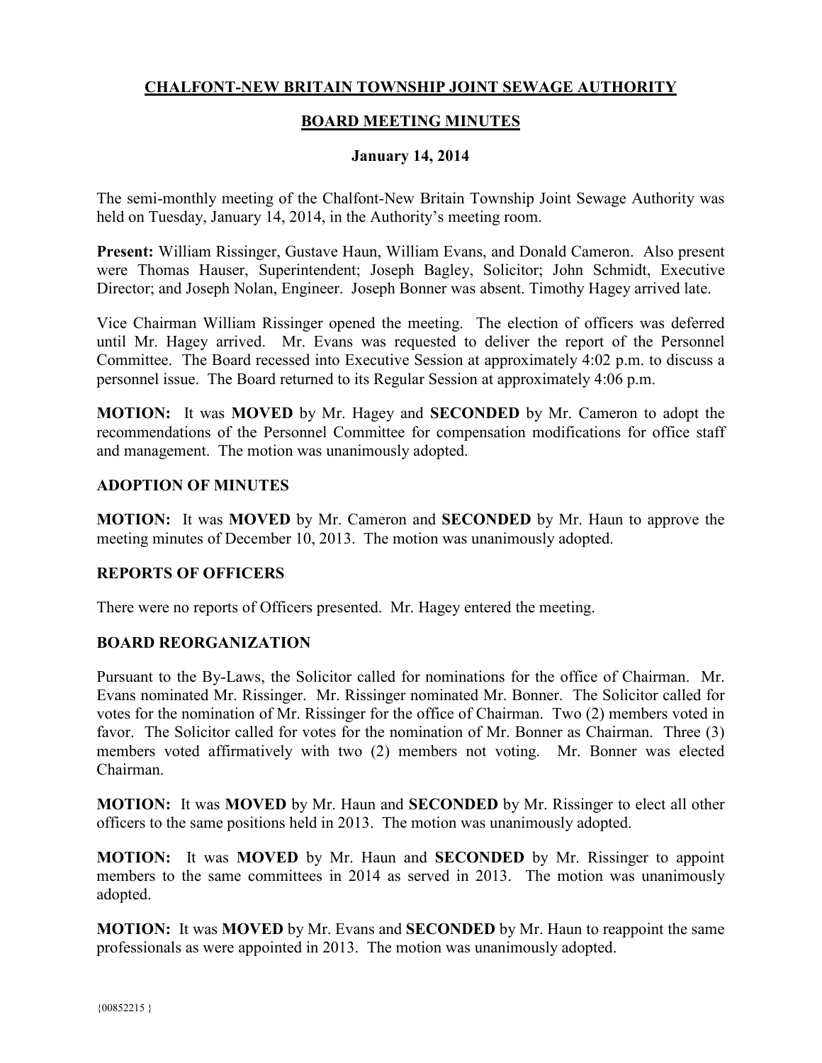# CHALFONT-NEW BRITAIN TOWNSHIP JOINT SEWAGE AUTHORITY

## BOARD MEETING MINUTES

### January 14, 2014

The semi-monthly meeting of the Chalfont-New Britain Township Joint Sewage Authority was held on Tuesday, January 14, 2014, in the Authority's meeting room.

**Present:** William Rissinger, Gustave Haun, William Evans, and Donald Cameron. Also present were Thomas Hauser, Superintendent; Joseph Bagley, Solicitor; John Schmidt, Executive Director; and Joseph Nolan, Engineer. Joseph Bonner was absent. Timothy Hagey arrived late.

Vice Chairman William Rissinger opened the meeting. The election of officers was deferred until Mr. Hagey arrived. Mr. Evans was requested to deliver the report of the Personnel Committee. The Board recessed into Executive Session at approximately 4:02 p.m. to discuss a personnel issue. The Board returned to its Regular Session at approximately 4:06 p.m.

**MOTION:** It was **MOVED** by Mr. Hagey and **SECONDED** by Mr. Cameron to adopt the recommendations of the Personnel Committee for compensation modifications for office staff and management. The motion was unanimously adopted.

### ADOPTION OF MINUTES

**MOTION:** It was **MOVED** by Mr. Cameron and **SECONDED** by Mr. Haun to approve the meeting minutes of December 10, 2013. The motion was unanimously adopted.

### REPORTS OF OFFICERS

There were no reports of Officers presented. Mr. Hagey entered the meeting.

### BOARD REORGANIZATION

Pursuant to the By-Laws, the Solicitor called for nominations for the office of Chairman. Mr. Evans nominated Mr. Rissinger. Mr. Rissinger nominated Mr. Bonner. The Solicitor called for votes for the nomination of Mr. Rissinger for the office of Chairman. Two (2) members voted in favor. The Solicitor called for votes for the nomination of Mr. Bonner as Chairman. Three (3) members voted affirmatively with two (2) members not voting. Mr. Bonner was elected Chairman.

**MOTION:** It was **MOVED** by Mr. Haun and **SECONDED** by Mr. Rissinger to elect all other officers to the same positions held in 2013. The motion was unanimously adopted.

**MOTION:** It was **MOVED** by Mr. Haun and **SECONDED** by Mr. Rissinger to appoint members to the same committees in 2014 as served in 2013. The motion was unanimously adopted.

**MOTION:** It was **MOVED** by Mr. Evans and **SECONDED** by Mr. Haun to reappoint the same professionals as were appointed in 2013. The motion was unanimously adopted.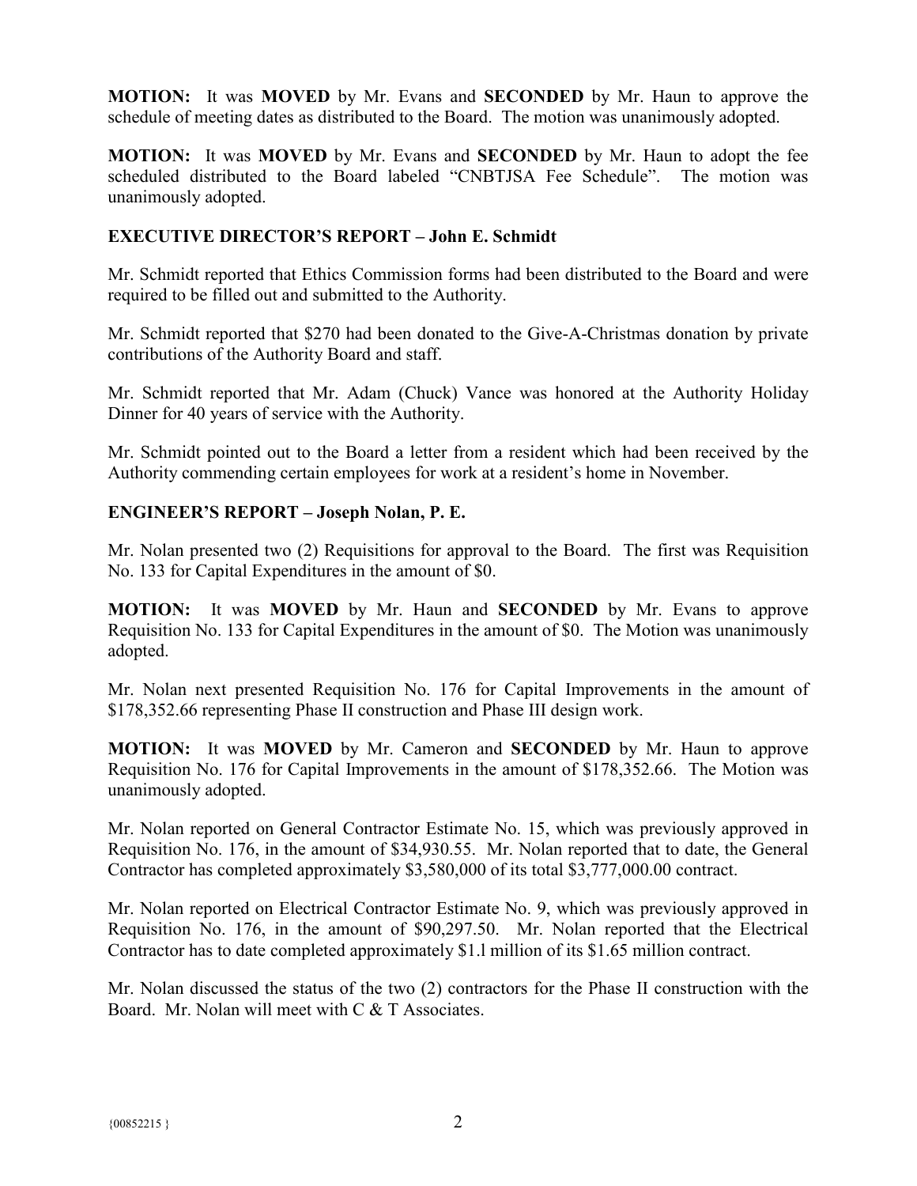**MOTION:** It was **MOVED** by Mr. Evans and **SECONDED** by Mr. Haun to approve the schedule of meeting dates as distributed to the Board. The motion was unanimously adopted.

**MOTION:** It was **MOVED** by Mr. Evans and **SECONDED** by Mr. Haun to adopt the fee scheduled distributed to the Board labeled "CNBTJSA Fee Schedule". The motion was unanimously adopted.

**EXECUTIVE DIRECTOR'S REPORT – John E. Schmidt**

Mr. Schmidt reported that Ethics Commission forms had been distributed to the Board and were required to be filled out and submitted to the Authority.

Mr. Schmidt reported that $270 had been donated to the Give-A-Christmas donation by private contributions of the Authority Board and staff.

Mr. Schmidt reported that Mr. Adam (Chuck) Vance was honored at the Authority Holiday Dinner for 40 years of service with the Authority.

Mr. Schmidt pointed out to the Board a letter from a resident which had been received by the Authority commending certain employees for work at a resident's home in November.

**ENGINEER'S REPORT – Joseph Nolan, P. E.**

Mr. Nolan presented two (2) Requisitions for approval to the Board. The first was Requisition No. 133 for Capital Expenditures in the amount of $0.

**MOTION:** It was **MOVED** by Mr. Haun and **SECONDED** by Mr. Evans to approve Requisition No. 133 for Capital Expenditures in the amount of $0. The Motion was unanimously adopted.

Mr. Nolan next presented Requisition No. 176 for Capital Improvements in the amount of $178,352.66 representing Phase II construction and Phase III design work.

**MOTION:** It was **MOVED** by Mr. Cameron and **SECONDED** by Mr. Haun to approve Requisition No. 176 for Capital Improvements in the amount of $178,352.66. The Motion was unanimously adopted.

Mr. Nolan reported on General Contractor Estimate No. 15, which was previously approved in Requisition No. 176, in the amount of $34,930.55. Mr. Nolan reported that to date, the General Contractor has completed approximately $3,580,000 of its total $3,777,000.00 contract.

Mr. Nolan reported on Electrical Contractor Estimate No. 9, which was previously approved in Requisition No. 176, in the amount of $90,297.50. Mr. Nolan reported that the Electrical Contractor has to date completed approximately $1.l million of its $1.65 million contract.

Mr. Nolan discussed the status of the two (2) contractors for the Phase II construction with the Board. Mr. Nolan will meet with C & T Associates.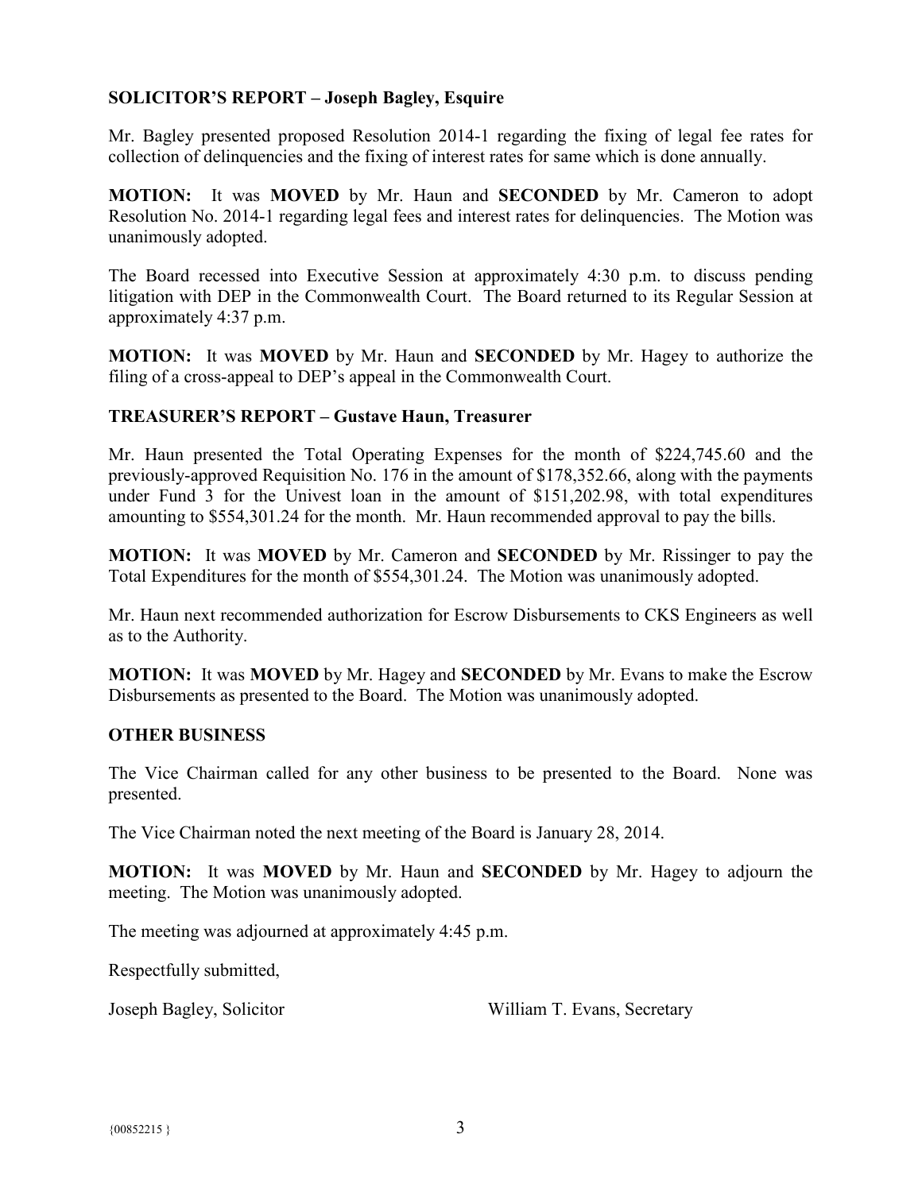**SOLICITOR'S REPORT – Joseph Bagley, Esquire**

Mr. Bagley presented proposed Resolution 2014-1 regarding the fixing of legal fee rates for collection of delinquencies and the fixing of interest rates for same which is done annually.

**MOTION:** It was **MOVED** by Mr. Haun and **SECONDED** by Mr. Cameron to adopt Resolution No. 2014-1 regarding legal fees and interest rates for delinquencies. The Motion was unanimously adopted.

The Board recessed into Executive Session at approximately 4:30 p.m. to discuss pending litigation with DEP in the Commonwealth Court. The Board returned to its Regular Session at approximately 4:37 p.m.

**MOTION:** It was **MOVED** by Mr. Haun and **SECONDED** by Mr. Hagey to authorize the filing of a cross-appeal to DEP's appeal in the Commonwealth Court.

**TREASURER'S REPORT – Gustave Haun, Treasurer**

Mr. Haun presented the Total Operating Expenses for the month of $224,745.60 and the previously-approved Requisition No. 176 in the amount of $178,352.66, along with the payments under Fund 3 for the Univest loan in the amount of $151,202.98, with total expenditures amounting to $554,301.24 for the month. Mr. Haun recommended approval to pay the bills.

**MOTION:** It was **MOVED** by Mr. Cameron and **SECONDED** by Mr. Rissinger to pay the Total Expenditures for the month of $554,301.24. The Motion was unanimously adopted.

Mr. Haun next recommended authorization for Escrow Disbursements to CKS Engineers as well as to the Authority.

**MOTION:** It was **MOVED** by Mr. Hagey and **SECONDED** by Mr. Evans to make the Escrow Disbursements as presented to the Board. The Motion was unanimously adopted.

**OTHER BUSINESS**

The Vice Chairman called for any other business to be presented to the Board. None was presented.

The Vice Chairman noted the next meeting of the Board is January 28, 2014.

**MOTION:** It was **MOVED** by Mr. Haun and **SECONDED** by Mr. Hagey to adjourn the meeting. The Motion was unanimously adopted.

The meeting was adjourned at approximately 4:45 p.m.

Respectfully submitted,

Joseph Bagley, Solicitor

William T. Evans, Secretary

{00852215 }